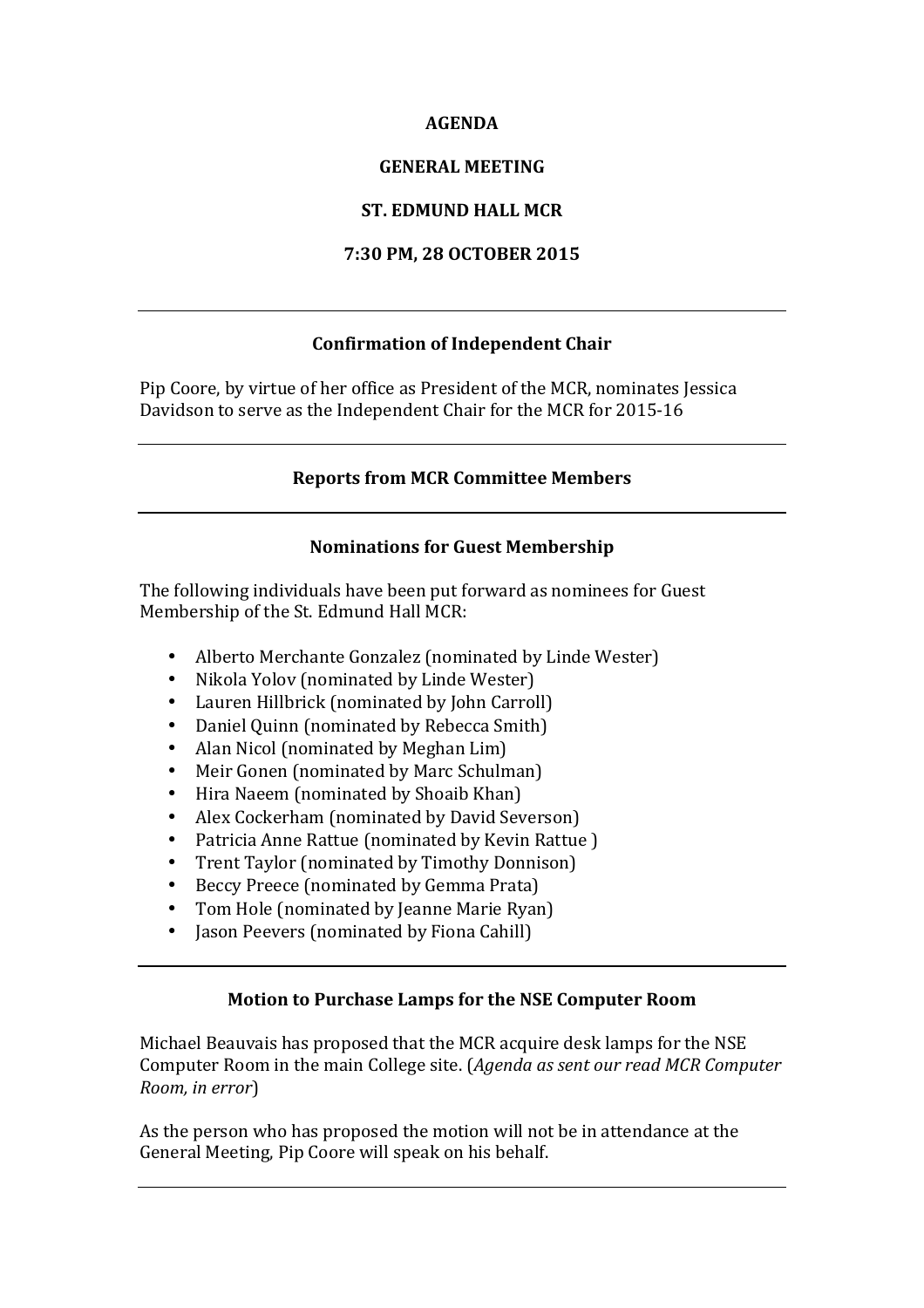# AGENDA

## GENERAL MEETING

## ST. EDMUND HALL MCR

## 7:30 PM, 28 OCTOBER 2015

---

### Confirmation of Independent Chair

Pip Coore, by virtue of her office as President of the MCR, nominates Jessica Davidson to serve as the Independent Chair for the MCR for 2015-16

---

### Reports from MCR Committee Members

---

### Nominations for Guest Membership

The following individuals have been put forward as nominees for Guest Membership of the St. Edmund Hall MCR:

- Alberto Merchante Gonzalez (nominated by Linde Wester)
- Nikola Yolov (nominated by Linde Wester)
- Lauren Hillbrick (nominated by John Carroll)
- Daniel Quinn (nominated by Rebecca Smith)
- Alan Nicol (nominated by Meghan Lim)
- Meir Gonen (nominated by Marc Schulman)
- Hira Naeem (nominated by Shoaib Khan)
- Alex Cockerham (nominated by David Severson)
- Patricia Anne Rattue (nominated by Kevin Rattue )
- Trent Taylor (nominated by Timothy Donnison)
- Beccy Preece (nominated by Gemma Prata)
- Tom Hole (nominated by Jeanne Marie Ryan)
- Jason Peevers (nominated by Fiona Cahill)

---

### Motion to Purchase Lamps for the NSE Computer Room

Michael Beauvais has proposed that the MCR acquire desk lamps for the NSE Computer Room in the main College site. (*Agenda as sent our read MCR Computer Room, in error*)

As the person who has proposed the motion will not be in attendance at the General Meeting, Pip Coore will speak on his behalf.

---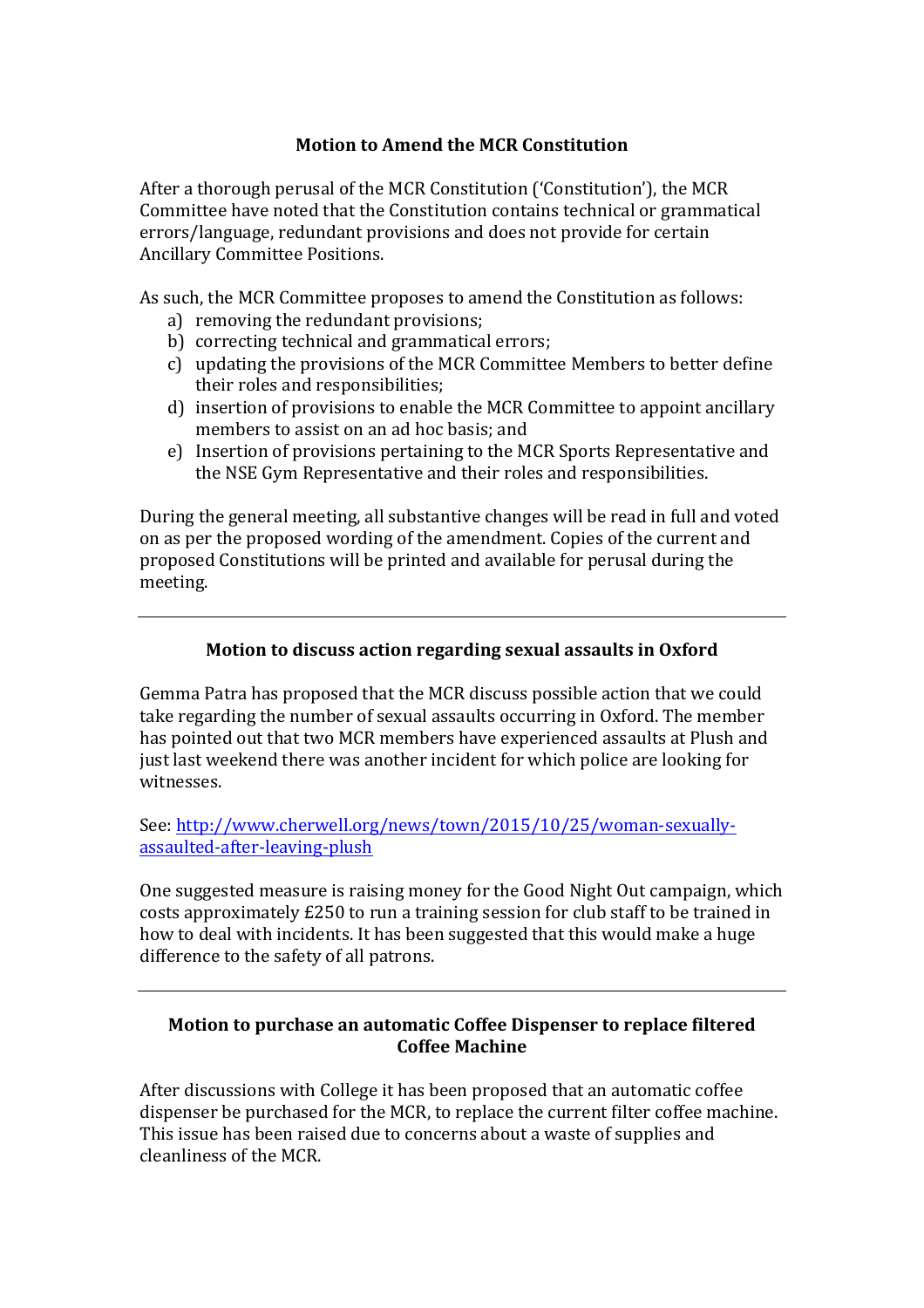**Motion to Amend the MCR Constitution**

After a thorough perusal of the MCR Constitution ('Constitution'), the MCR Committee have noted that the Constitution contains technical or grammatical errors/language, redundant provisions and does not provide for certain Ancillary Committee Positions.

As such, the MCR Committee proposes to amend the Constitution as follows:

a) removing the redundant provisions;
b) correcting technical and grammatical errors;
c) updating the provisions of the MCR Committee Members to better define their roles and responsibilities;
d) insertion of provisions to enable the MCR Committee to appoint ancillary members to assist on an ad hoc basis; and
e) Insertion of provisions pertaining to the MCR Sports Representative and the NSE Gym Representative and their roles and responsibilities.

During the general meeting, all substantive changes will be read in full and voted on as per the proposed wording of the amendment. Copies of the current and proposed Constitutions will be printed and available for perusal during the meeting.

---

**Motion to discuss action regarding sexual assaults in Oxford**

Gemma Patra has proposed that the MCR discuss possible action that we could take regarding the number of sexual assaults occurring in Oxford. The member has pointed out that two MCR members have experienced assaults at Plush and just last weekend there was another incident for which police are looking for witnesses.

See: [http://www.cherwell.org/news/town/2015/10/25/woman-sexually-assaulted-after-leaving-plush](http://www.cherwell.org/news/town/2015/10/25/woman-sexually-assaulted-after-leaving-plush)

One suggested measure is raising money for the Good Night Out campaign, which costs approximately £250 to run a training session for club staff to be trained in how to deal with incidents. It has been suggested that this would make a huge difference to the safety of all patrons.

---

**Motion to purchase an automatic Coffee Dispenser to replace filtered Coffee Machine**

After discussions with College it has been proposed that an automatic coffee dispenser be purchased for the MCR, to replace the current filter coffee machine. This issue has been raised due to concerns about a waste of supplies and cleanliness of the MCR.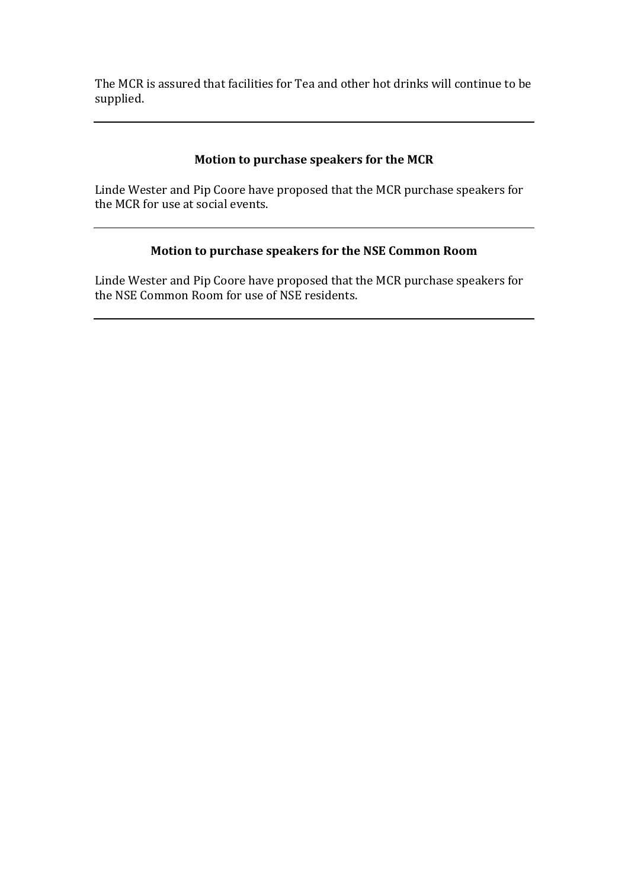The MCR is assured that facilities for Tea and other hot drinks will continue to be supplied.

---

**Motion to purchase speakers for the MCR**

Linde Wester and Pip Coore have proposed that the MCR purchase speakers for the MCR for use at social events.

---

**Motion to purchase speakers for the NSE Common Room**

Linde Wester and Pip Coore have proposed that the MCR purchase speakers for the NSE Common Room for use of NSE residents.

---